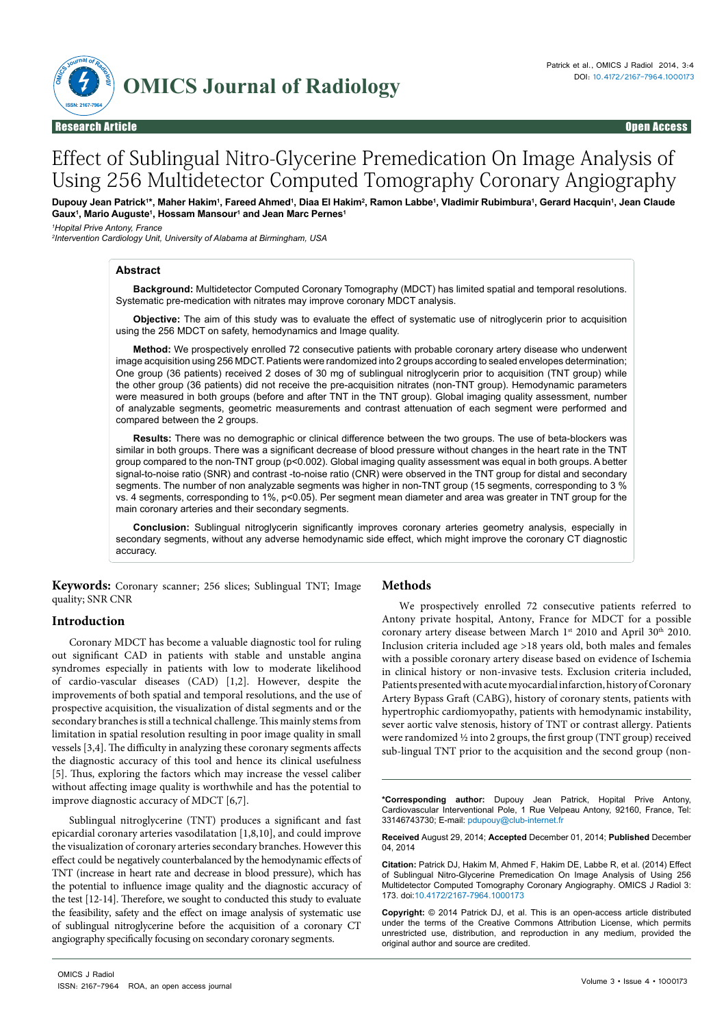Research Article | Open Access

# Effect of Sublingual Nitro-Glycerine Premedication On Image Analysis of Using 256 Multidetector Computed Tomography Coronary Angiography

**Dupouy Jean Patrick[1]*, Maher Hakim[1], Fareed Ahmed[1], Diaa El Hakim[2], Ramon Labbe[1], Vladimir Rubimbura[1], Gerard Hacquin[1], Jean Claude Gaux[1], Mario Auguste[1], Hossam Mansour[1] and Jean Marc Pernes[1]**

[1]*Hopital Prive Antony, France*
[2]*Intervention Cardiology Unit, University of Alabama at Birmingham, USA*

## Abstract

**Background:** Multidetector Computed Coronary Tomography (MDCT) has limited spatial and temporal resolutions. Systematic pre-medication with nitrates may improve coronary MDCT analysis.

**Objective:** The aim of this study was to evaluate the effect of systematic use of nitroglycerin prior to acquisition using the 256 MDCT on safety, hemodynamics and Image quality.

**Method:** We prospectively enrolled 72 consecutive patients with probable coronary artery disease who underwent image acquisition using 256 MDCT. Patients were randomized into 2 groups according to sealed envelopes determination; One group (36 patients) received 2 doses of 30 mg of sublingual nitroglycerin prior to acquisition (TNT group) while the other group (36 patients) did not receive the pre-acquisition nitrates (non-TNT group). Hemodynamic parameters were measured in both groups (before and after TNT in the TNT group). Global imaging quality assessment, number of analyzable segments, geometric measurements and contrast attenuation of each segment were performed and compared between the 2 groups.

**Results:** There was no demographic or clinical difference between the two groups. The use of beta-blockers was similar in both groups. There was a significant decrease of blood pressure without changes in the heart rate in the TNT group compared to the non-TNT group ($p<0.002$). Global imaging quality assessment was equal in both groups. A better signal-to-noise ratio (SNR) and contrast -to-noise ratio (CNR) were observed in the TNT group for distal and secondary segments. The number of non analyzable segments was higher in non-TNT group (15 segments, corresponding to 3 % vs. 4 segments, corresponding to 1%, $p<0.05$). Per segment mean diameter and area was greater in TNT group for the main coronary arteries and their secondary segments.

**Conclusion:** Sublingual nitroglycerin significantly improves coronary arteries geometry analysis, especially in secondary segments, without any adverse hemodynamic side effect, which might improve the coronary CT diagnostic accuracy.

**Keywords:** Coronary scanner; 256 slices; Sublingual TNT; Image quality; SNR CNR

## Introduction

Coronary MDCT has become a valuable diagnostic tool for ruling out significant CAD in patients with stable and unstable angina syndromes especially in patients with low to moderate likelihood of cardio-vascular diseases (CAD) [1,2]. However, despite the improvements of both spatial and temporal resolutions, and the use of prospective acquisition, the visualization of distal segments and or the secondary branches is still a technical challenge. This mainly stems from limitation in spatial resolution resulting in poor image quality in small vessels [3,4]. The difficulty in analyzing these coronary segments affects the diagnostic accuracy of this tool and hence its clinical usefulness [5]. Thus, exploring the factors which may increase the vessel caliber without affecting image quality is worthwhile and has the potential to improve diagnostic accuracy of MDCT [6,7].

Sublingual nitroglycerine (TNT) produces a significant and fast epicardial coronary arteries vasodilatation [1,8,10], and could improve the visualization of coronary arteries secondary branches. However this effect could be negatively counterbalanced by the hemodynamic effects of TNT (increase in heart rate and decrease in blood pressure), which has the potential to influence image quality and the diagnostic accuracy of the test [12-14]. Therefore, we sought to conducted this study to evaluate the feasibility, safety and the effect on image analysis of systematic use of sublingual nitroglycerine before the acquisition of a coronary CT angiography specifically focusing on secondary coronary segments.

## Methods

We prospectively enrolled 72 consecutive patients referred to Antony private hospital, Antony, France for MDCT for a possible coronary artery disease between March 1[st] 2010 and April 30[th] 2010. Inclusion criteria included age >18 years old, both males and females with a possible coronary artery disease based on evidence of Ischemia in clinical history or non-invasive tests. Exclusion criteria included, Patients presented with acute myocardial infarction, history of Coronary Artery Bypass Graft (CABG), history of coronary stents, patients with hypertrophic cardiomyopathy, patients with hemodynamic instability, sever aortic valve stenosis, history of TNT or contrast allergy. Patients were randomized ½ into 2 groups, the first group (TNT group) received sub-lingual TNT prior to the acquisition and the second group (non-

**\*Corresponding author:** Dupouy Jean Patrick, Hopital Prive Antony, Cardiovascular Interventional Pole, 1 Rue Velpeau Antony, 92160, France, Tel: 33146743730; E-mail: pdupouy@club-internet.fr

**Received** August 29, 2014; **Accepted** December 01, 2014; **Published** December 04, 2014

**Citation:** Patrick DJ, Hakim M, Ahmed F, Hakim DE, Labbe R, et al. (2014) Effect of Sublingual Nitro-Glycerine Premedication On Image Analysis of Using 256 Multidetector Computed Tomography Coronary Angiography. OMICS J Radiol 3: 173. doi:10.4172/2167-7964.1000173

**Copyright:** © 2014 Patrick DJ, et al. This is an open-access article distributed under the terms of the Creative Commons Attribution License, which permits unrestricted use, distribution, and reproduction in any medium, provided the original author and source are credited.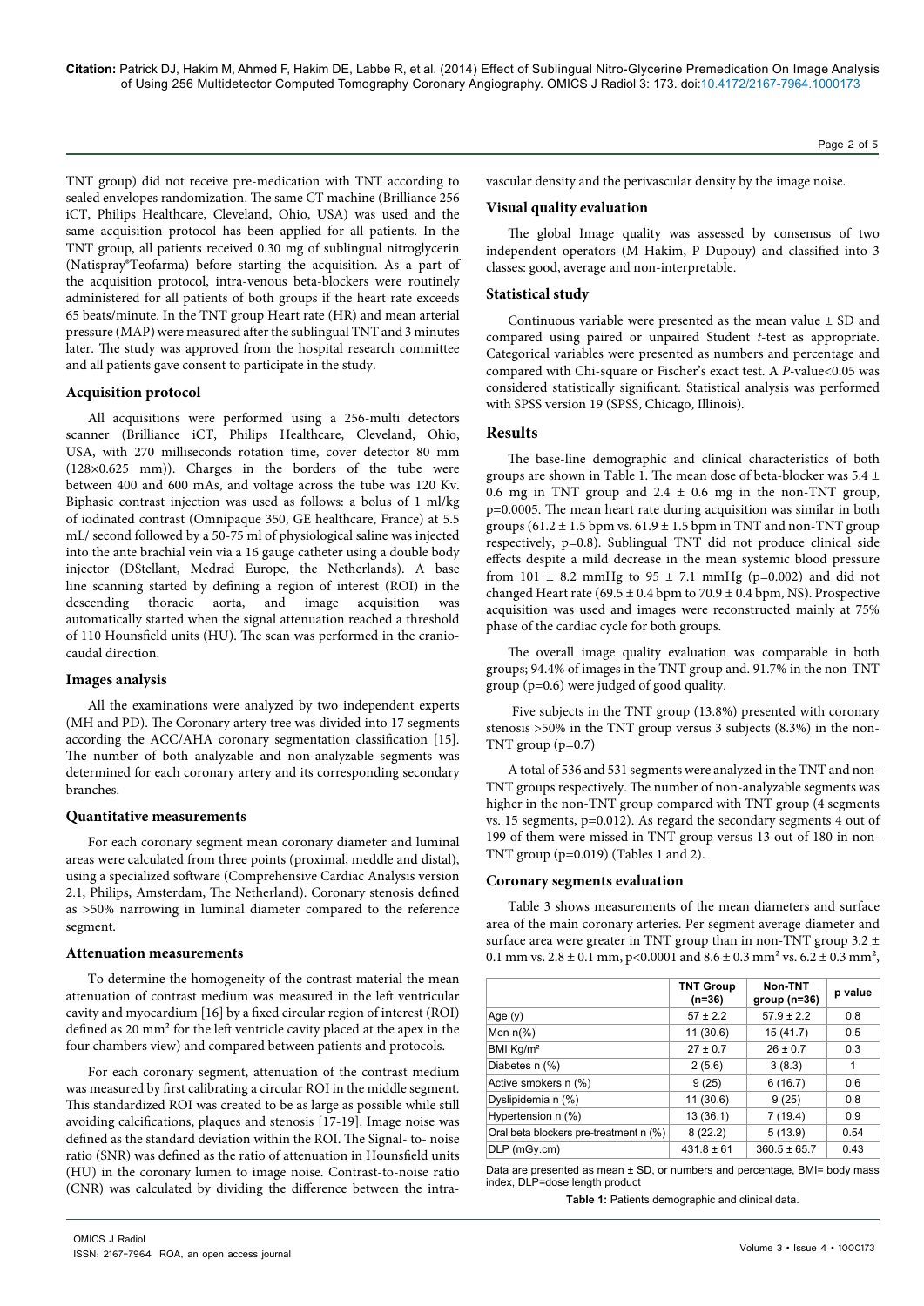TNT group) did not receive pre-medication with TNT according to sealed envelopes randomization. The same CT machine (Brilliance 256 iCT, Philips Healthcare, Cleveland, Ohio, USA) was used and the same acquisition protocol has been applied for all patients. In the TNT group, all patients received 0.30 mg of sublingual nitroglycerin (Natispray®Teofarma) before starting the acquisition. As a part of the acquisition protocol, intra-venous beta-blockers were routinely administered for all patients of both groups if the heart rate exceeds 65 beats/minute. In the TNT group Heart rate (HR) and mean arterial pressure (MAP) were measured after the sublingual TNT and 3 minutes later. The study was approved from the hospital research committee and all patients gave consent to participate in the study.

### Acquisition protocol

All acquisitions were performed using a 256-multi detectors scanner (Brilliance iCT, Philips Healthcare, Cleveland, Ohio, USA, with 270 milliseconds rotation time, cover detector 80 mm (128×0.625 mm)). Charges in the borders of the tube were between 400 and 600 mAs, and voltage across the tube was 120 Kv. Biphasic contrast injection was used as follows: a bolus of 1 ml/kg of iodinated contrast (Omnipaque 350, GE healthcare, France) at 5.5 mL/ second followed by a 50-75 ml of physiological saline was injected into the ante brachial vein via a 16 gauge catheter using a double body injector (DStellant, Medrad Europe, the Netherlands). A base line scanning started by defining a region of interest (ROI) in the descending thoracic aorta, and image acquisition was automatically started when the signal attenuation reached a threshold of 110 Hounsfield units (HU). The scan was performed in the cranio-caudal direction.

### Images analysis

All the examinations were analyzed by two independent experts (MH and PD). The Coronary artery tree was divided into 17 segments according the ACC/AHA coronary segmentation classification [15]. The number of both analyzable and non-analyzable segments was determined for each coronary artery and its corresponding secondary branches.

### Quantitative measurements

For each coronary segment mean coronary diameter and luminal areas were calculated from three points (proximal, meddle and distal), using a specialized software (Comprehensive Cardiac Analysis version 2.1, Philips, Amsterdam, The Netherland). Coronary stenosis defined as >50% narrowing in luminal diameter compared to the reference segment.

### Attenuation measurements

To determine the homogeneity of the contrast material the mean attenuation of contrast medium was measured in the left ventricular cavity and myocardium [16] by a fixed circular region of interest (ROI) defined as 20 mm² for the left ventricle cavity placed at the apex in the four chambers view) and compared between patients and protocols.

For each coronary segment, attenuation of the contrast medium was measured by first calibrating a circular ROI in the middle segment. This standardized ROI was created to be as large as possible while still avoiding calcifications, plaques and stenosis [17-19]. Image noise was defined as the standard deviation within the ROI. The Signal- to- noise ratio (SNR) was defined as the ratio of attenuation in Hounsfield units (HU) in the coronary lumen to image noise. Contrast-to-noise ratio (CNR) was calculated by dividing the difference between the intra-vascular density and the perivascular density by the image noise.

### Visual quality evaluation

The global Image quality was assessed by consensus of two independent operators (M Hakim, P Dupouy) and classified into 3 classes: good, average and non-interpretable.

### Statistical study

Continuous variable were presented as the mean value ± SD and compared using paired or unpaired Student *t*-test as appropriate. Categorical variables were presented as numbers and percentage and compared with Chi-square or Fischer's exact test. A *P*-value<0.05 was considered statistically significant. Statistical analysis was performed with SPSS version 19 (SPSS, Chicago, Illinois).

## Results

The base-line demographic and clinical characteristics of both groups are shown in Table 1. The mean dose of beta-blocker was 5.4 ± 0.6 mg in TNT group and 2.4 ± 0.6 mg in the non-TNT group, p=0.0005. The mean heart rate during acquisition was similar in both groups (61.2 ± 1.5 bpm vs. 61.9 ± 1.5 bpm in TNT and non-TNT group respectively, p=0.8). Sublingual TNT did not produce clinical side effects despite a mild decrease in the mean systemic blood pressure from 101 ± 8.2 mmHg to 95 ± 7.1 mmHg (p=0.002) and did not changed Heart rate (69.5 ± 0.4 bpm to 70.9 ± 0.4 bpm, NS). Prospective acquisition was used and images were reconstructed mainly at 75% phase of the cardiac cycle for both groups.

The overall image quality evaluation was comparable in both groups; 94.4% of images in the TNT group and. 91.7% in the non-TNT group (p=0.6) were judged of good quality.

Five subjects in the TNT group (13.8%) presented with coronary stenosis >50% in the TNT group versus 3 subjects (8.3%) in the non-TNT group (p=0.7)

A total of 536 and 531 segments were analyzed in the TNT and non-TNT groups respectively. The number of non-analyzable segments was higher in the non-TNT group compared with TNT group (4 segments vs. 15 segments, p=0.012). As regard the secondary segments 4 out of 199 of them were missed in TNT group versus 13 out of 180 in non-TNT group (p=0.019) (Tables 1 and 2).

### Coronary segments evaluation

Table 3 shows measurements of the mean diameters and surface area of the main coronary arteries. Per segment average diameter and surface area were greater in TNT group than in non-TNT group 3.2 ± 0.1 mm vs. 2.8 ± 0.1 mm, p<0.0001 and 8.6 ± 0.3 mm² vs. 6.2 ± 0.3 mm²,

| | TNT Group (n=36) | Non-TNT group (n=36) | p value |
|---|---|---|---|
| Age (y) | 57 ± 2.2 | 57.9 ± 2.2 | 0.8 |
| Men n(%) | 11 (30.6) | 15 (41.7) | 0.5 |
| BMI Kg/m² | 27 ± 0.7 | 26 ± 0.7 | 0.3 |
| Diabetes n (%) | 2 (5.6) | 3 (8.3) | 1 |
| Active smokers n (%) | 9 (25) | 6 (16.7) | 0.6 |
| Dyslipidemia n (%) | 11 (30.6) | 9 (25) | 0.8 |
| Hypertension n (%) | 13 (36.1) | 7 (19.4) | 0.9 |
| Oral beta blockers pre-treatment n (%) | 8 (22.2) | 5 (13.9) | 0.54 |
| DLP (mGy.cm) | 431.8 ± 61 | 360.5 ± 65.7 | 0.43 |

Data are presented as mean ± SD, or numbers and percentage, BMI= body mass index, DLP=dose length product

**Table 1:** Patients demographic and clinical data.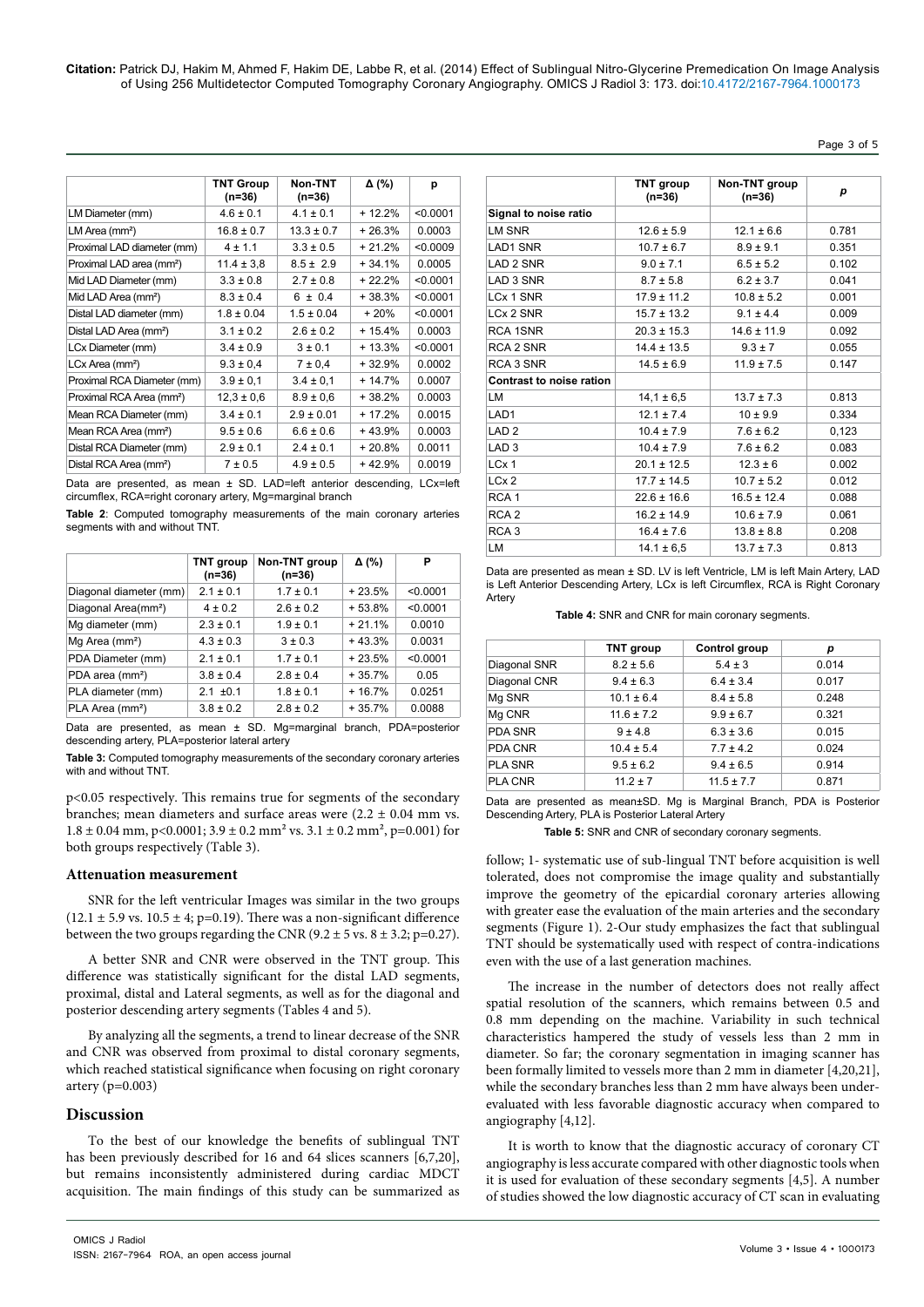| | TNT Group (n=36) | Non-TNT (n=36) | Δ (%) | p |
|---|---|---|---|---|
| LM Diameter (mm) | 4.6 ± 0.1 | 4.1 ± 0.1 | + 12.2% | <0.0001 |
| LM Area (mm²) | 16.8 ± 0.7 | 13.3 ± 0.7 | + 26.3% | 0.0003 |
| Proximal LAD diameter (mm) | 4 ± 1.1 | 3.3 ± 0.5 | + 21.2% | <0.0009 |
| Proximal LAD area (mm²) | 11.4 ± 3,8 | 8.5 ± 2.9 | + 34.1% | 0.0005 |
| Mid LAD Diameter (mm) | 3.3 ± 0.8 | 2.7 ± 0.8 | + 22.2% | <0.0001 |
| Mid LAD Area (mm²) | 8.3 ± 0.4 | 6 ± 0.4 | + 38.3% | <0.0001 |
| Distal LAD diameter (mm) | 1.8 ± 0.04 | 1.5 ± 0.04 | + 20% | <0.0001 |
| Distal LAD Area (mm²) | 3.1 ± 0.2 | 2.6 ± 0.2 | + 15.4% | 0.0003 |
| LCx Diameter (mm) | 3.4 ± 0.9 | 3 ± 0.1 | + 13.3% | <0.0001 |
| LCx Area (mm²) | 9.3 ± 0,4 | 7 ± 0,4 | + 32.9% | 0.0002 |
| Proximal RCA Diameter (mm) | 3.9 ± 0,1 | 3.4 ± 0,1 | + 14.7% | 0.0007 |
| Proximal RCA Area (mm²) | 12,3 ± 0,6 | 8.9 ± 0,6 | + 38.2% | 0.0003 |
| Mean RCA Diameter (mm) | 3.4 ± 0.1 | 2.9 ± 0.01 | + 17.2% | 0.0015 |
| Mean RCA Area (mm²) | 9.5 ± 0.6 | 6.6 ± 0.6 | + 43.9% | 0.0003 |
| Distal RCA Diameter (mm) | 2.9 ± 0.1 | 2.4 ± 0.1 | + 20.8% | 0.0011 |
| Distal RCA Area (mm²) | 7 ± 0.5 | 4.9 ± 0.5 | + 42.9% | 0.0019 |

Data are presented, as mean ± SD. LAD=left anterior descending, LCx=left circumflex, RCA=right coronary artery, Mg=marginal branch

**Table 2**: Computed tomography measurements of the main coronary arteries segments with and without TNT.

| | TNT group (n=36) | Non-TNT group (n=36) | Δ (%) | P |
|---|---|---|---|---|
| Diagonal diameter (mm) | 2.1 ± 0.1 | 1.7 ± 0.1 | + 23.5% | <0.0001 |
| Diagonal Area(mm²) | 4 ± 0.2 | 2.6 ± 0.2 | + 53.8% | <0.0001 |
| Mg diameter (mm) | 2.3 ± 0.1 | 1.9 ± 0.1 | + 21.1% | 0.0010 |
| Mg Area (mm²) | 4.3 ± 0.3 | 3 ± 0.3 | + 43.3% | 0.0031 |
| PDA Diameter (mm) | 2.1 ± 0.1 | 1.7 ± 0.1 | + 23.5% | <0.0001 |
| PDA area (mm²) | 3.8 ± 0.4 | 2.8 ± 0.4 | + 35.7% | 0.05 |
| PLA diameter (mm) | 2.1 ±0.1 | 1.8 ± 0.1 | + 16.7% | 0.0251 |
| PLA Area (mm²) | 3.8 ± 0.2 | 2.8 ± 0.2 | + 35.7% | 0.0088 |

Data are presented, as mean ± SD. Mg=marginal branch, PDA=posterior descending artery, PLA=posterior lateral artery

**Table 3:** Computed tomography measurements of the secondary coronary arteries with and without TNT.

p<0.05 respectively. This remains true for segments of the secondary branches; mean diameters and surface areas were (2.2 ± 0.04 mm vs. 1.8 ± 0.04 mm, p<0.0001; 3.9 ± 0.2 mm² vs. 3.1 ± 0.2 mm², p=0.001) for both groups respectively (Table 3).

## Attenuation measurement

SNR for the left ventricular Images was similar in the two groups (12.1 ± 5.9 vs. 10.5 ± 4; p=0.19). There was a non-significant difference between the two groups regarding the CNR (9.2 ± 5 vs. 8 ± 3.2; p=0.27).

A better SNR and CNR were observed in the TNT group. This difference was statistically significant for the distal LAD segments, proximal, distal and Lateral segments, as well as for the diagonal and posterior descending artery segments (Tables 4 and 5).

By analyzing all the segments, a trend to linear decrease of the SNR and CNR was observed from proximal to distal coronary segments, which reached statistical significance when focusing on right coronary artery (p=0.003)

## Discussion

To the best of our knowledge the benefits of sublingual TNT has been previously described for 16 and 64 slices scanners [6,7,20], but remains inconsistently administered during cardiac MDCT acquisition. The main findings of this study can be summarized as follow; 1- systematic use of sub-lingual TNT before acquisition is well tolerated, does not compromise the image quality and substantially improve the geometry of the epicardial coronary arteries allowing with greater ease the evaluation of the main arteries and the secondary segments (Figure 1). 2-Our study emphasizes the fact that sublingual TNT should be systematically used with respect of contra-indications even with the use of a last generation machines.

The increase in the number of detectors does not really affect spatial resolution of the scanners, which remains between 0.5 and 0.8 mm depending on the machine. Variability in such technical characteristics hampered the study of vessels less than 2 mm in diameter. So far; the coronary segmentation in imaging scanner has been formally limited to vessels more than 2 mm in diameter [4,20,21], while the secondary branches less than 2 mm have always been under-evaluated with less favorable diagnostic accuracy when compared to angiography [4,12].

It is worth to know that the diagnostic accuracy of coronary CT angiography is less accurate compared with other diagnostic tools when it is used for evaluation of these secondary segments [4,5]. A number of studies showed the low diagnostic accuracy of CT scan in evaluating

| | TNT group (n=36) | Non-TNT group (n=36) | p |
|---|---|---|---|
| **Signal to noise ratio** | | | |
| LM SNR | 12.6 ± 5.9 | 12.1 ± 6.6 | 0.781 |
| LAD1 SNR | 10.7 ± 6.7 | 8.9 ± 9.1 | 0.351 |
| LAD 2 SNR | 9.0 ± 7.1 | 6.5 ± 5.2 | 0.102 |
| LAD 3 SNR | 8.7 ± 5.8 | 6.2 ± 3.7 | 0.041 |
| LCx 1 SNR | 17.9 ± 11.2 | 10.8 ± 5.2 | 0.001 |
| LCx 2 SNR | 15.7 ± 13.2 | 9.1 ± 4.4 | 0.009 |
| RCA 1SNR | 20.3 ± 15.3 | 14.6 ± 11.9 | 0.092 |
| RCA 2 SNR | 14.4 ± 13.5 | 9.3 ± 7 | 0.055 |
| RCA 3 SNR | 14.5 ± 6.9 | 11.9 ± 7.5 | 0.147 |
| **Contrast to noise ration** | | | |
| LM | 14,1 ± 6,5 | 13.7 ± 7.3 | 0.813 |
| LAD1 | 12.1 ± 7.4 | 10 ± 9.9 | 0.334 |
| LAD 2 | 10.4 ± 7.9 | 7.6 ± 6.2 | 0,123 |
| LAD 3 | 10.4 ± 7.9 | 7.6 ± 6.2 | 0.083 |
| LCx 1 | 20.1 ± 12.5 | 12.3 ± 6 | 0.002 |
| LCx 2 | 17.7 ± 14.5 | 10.7 ± 5.2 | 0.012 |
| RCA 1 | 22.6 ± 16.6 | 16.5 ± 12.4 | 0.088 |
| RCA 2 | 16.2 ± 14.9 | 10.6 ± 7.9 | 0.061 |
| RCA 3 | 16.4 ± 7.6 | 13.8 ± 8.8 | 0.208 |
| LM | 14.1 ± 6,5 | 13.7 ± 7.3 | 0.813 |

Data are presented as mean ± SD. LV is left Ventricle, LM is left Main Artery, LAD is Left Anterior Descending Artery, LCx is Left Circumflex, RCA is Right Coronary Artery

**Table 4:** SNR and CNR for main coronary segments.

| | TNT group | Control group | p |
|---|---|---|---|
| Diagonal SNR | 8.2 ± 5.6 | 5.4 ± 3 | 0.014 |
| Diagonal CNR | 9.4 ± 6.3 | 6.4 ± 3.4 | 0.017 |
| Mg SNR | 10.1 ± 6.4 | 8.4 ± 5.8 | 0.248 |
| Mg CNR | 11.6 ± 7.2 | 9.9 ± 6.7 | 0.321 |
| PDA SNR | 9 ± 4.8 | 6.3 ± 3.6 | 0.015 |
| PDA CNR | 10.4 ± 5.4 | 7.7 ± 4.2 | 0.024 |
| PLA SNR | 9.5 ± 6.2 | 9.4 ± 6.5 | 0.914 |
| PLA CNR | 11.2 ± 7 | 11.5 ± 7.7 | 0.871 |

Data are presented as mean±SD. Mg is Marginal Branch, PDA is Posterior Descending Artery, PLA is Posterior Lateral Artery

**Table 5:** SNR and CNR of secondary coronary segments.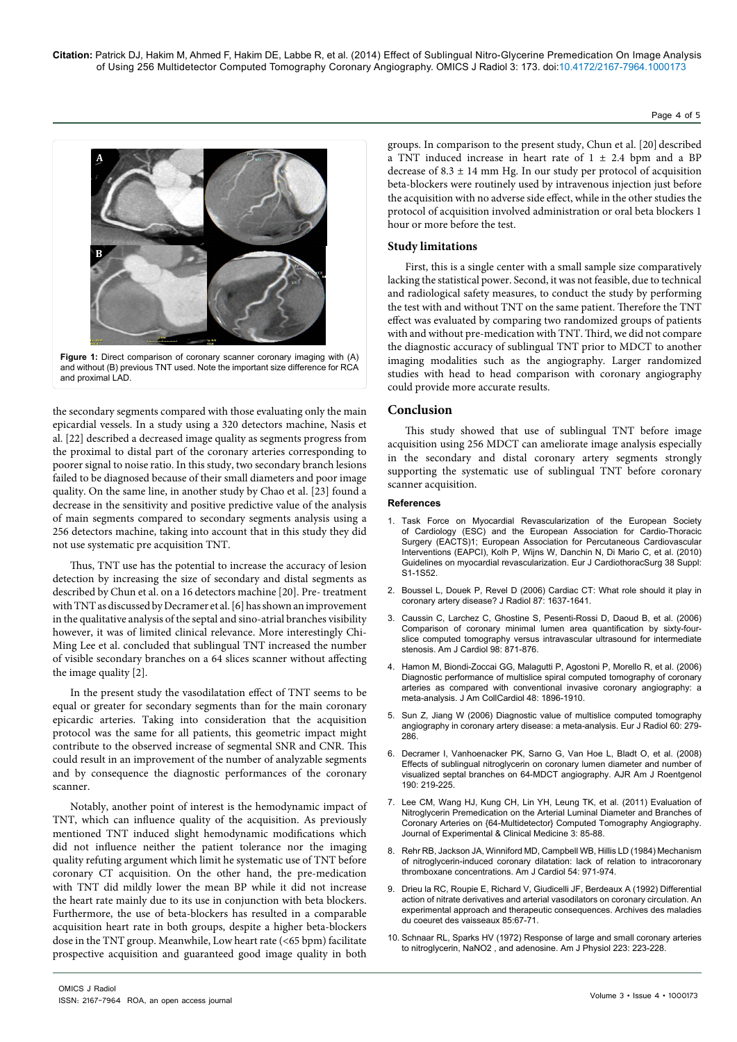Figure 1: Direct comparison of coronary scanner coronary imaging with (A) and without (B) previous TNT used. Note the important size difference for RCA and proximal LAD.

the secondary segments compared with those evaluating only the main epicardial vessels. In a study using a 320 detectors machine, Nasis et al. [22] described a decreased image quality as segments progress from the proximal to distal part of the coronary arteries corresponding to poorer signal to noise ratio. In this study, two secondary branch lesions failed to be diagnosed because of their small diameters and poor image quality. On the same line, in another study by Chao et al. [23] found a decrease in the sensitivity and positive predictive value of the analysis of main segments compared to secondary segments analysis using a 256 detectors machine, taking into account that in this study they did not use systematic pre acquisition TNT.

Thus, TNT use has the potential to increase the accuracy of lesion detection by increasing the size of secondary and distal segments as described by Chun et al. on a 16 detectors machine [20]. Pre- treatment with TNT as discussed by Decramer et al. [6] has shown an improvement in the qualitative analysis of the septal and sino-atrial branches visibility however, it was of limited clinical relevance. More interestingly Chi-Ming Lee et al. concluded that sublingual TNT increased the number of visible secondary branches on a 64 slices scanner without affecting the image quality [2].

In the present study the vasodilatation effect of TNT seems to be equal or greater for secondary segments than for the main coronary epicardic arteries. Taking into consideration that the acquisition protocol was the same for all patients, this geometric impact might contribute to the observed increase of segmental SNR and CNR. This could result in an improvement of the number of analyzable segments and by consequence the diagnostic performances of the coronary scanner.

Notably, another point of interest is the hemodynamic impact of TNT, which can influence quality of the acquisition. As previously mentioned TNT induced slight hemodynamic modifications which did not influence neither the patient tolerance nor the imaging quality refuting argument which limit he systematic use of TNT before coronary CT acquisition. On the other hand, the pre-medication with TNT did mildly lower the mean BP while it did not increase the heart rate mainly due to its use in conjunction with beta blockers. Furthermore, the use of beta-blockers has resulted in a comparable acquisition heart rate in both groups, despite a higher beta-blockers dose in the TNT group. Meanwhile, Low heart rate (<65 bpm) facilitate prospective acquisition and guaranteed good image quality in both groups. In comparison to the present study, Chun et al. [20] described a TNT induced increase in heart rate of 1 ± 2.4 bpm and a BP decrease of 8.3 ± 14 mm Hg. In our study per protocol of acquisition beta-blockers were routinely used by intravenous injection just before the acquisition with no adverse side effect, while in the other studies the protocol of acquisition involved administration or oral beta blockers 1 hour or more before the test.

## Study limitations

First, this is a single center with a small sample size comparatively lacking the statistical power. Second, it was not feasible, due to technical and radiological safety measures, to conduct the study by performing the test with and without TNT on the same patient. Therefore the TNT effect was evaluated by comparing two randomized groups of patients with and without pre-medication with TNT. Third, we did not compare the diagnostic accuracy of sublingual TNT prior to MDCT to another imaging modalities such as the angiography. Larger randomized studies with head to head comparison with coronary angiography could provide more accurate results.

## Conclusion

This study showed that use of sublingual TNT before image acquisition using 256 MDCT can ameliorate image analysis especially in the secondary and distal coronary artery segments strongly supporting the systematic use of sublingual TNT before coronary scanner acquisition.

### References

1. Task Force on Myocardial Revascularization of the European Society of Cardiology (ESC) and the European Association for Cardio-Thoracic Surgery (EACTS)1; European Association for Percutaneous Cardiovascular Interventions (EAPCI), Kolh P, Wijns W, Danchin N, Di Mario C, et al. (2010) Guidelines on myocardial revascularization. Eur J CardiothoracSurg 38 Suppl: S1-1S52.
2. Boussel L, Douek P, Revel D (2006) Cardiac CT: What role should it play in coronary artery disease? J Radiol 87: 1637-1641.
3. Caussin C, Larchez C, Ghostine S, Pesenti-Rossi D, Daoud B, et al. (2006) Comparison of coronary minimal lumen area quantification by sixty-four-slice computed tomography versus intravascular ultrasound for intermediate stenosis. Am J Cardiol 98: 871-876.
4. Hamon M, Biondi-Zoccai GG, Malagutti P, Agostoni P, Morello R, et al. (2006) Diagnostic performance of multislice spiral computed tomography of coronary arteries as compared with conventional invasive coronary angiography: a meta-analysis. J Am CollCardiol 48: 1896-1910.
5. Sun Z, Jiang W (2006) Diagnostic value of multislice computed tomography angiography in coronary artery disease: a meta-analysis. Eur J Radiol 60: 279-286.
6. Decramer I, Vanhoenacker PK, Sarno G, Van Hoe L, Bladt O, et al. (2008) Effects of sublingual nitroglycerin on coronary lumen diameter and number of visualized septal branches on 64-MDCT angiography. AJR Am J Roentgenol 190: 219-225.
7. Lee CM, Wang HJ, Kung CH, Lin YH, Leung TK, et al. (2011) Evaluation of Nitroglycerin Premedication on the Arterial Luminal Diameter and Branches of Coronary Arteries on {64-Multidetector} Computed Tomography Angiography. Journal of Experimental & Clinical Medicine 3: 85-88.
8. Rehr RB, Jackson JA, Winniford MD, Campbell WB, Hillis LD (1984) Mechanism of nitroglycerin-induced coronary dilatation: lack of relation to intracoronary thromboxane concentrations. Am J Cardiol 54: 971-974.
9. Drieu la RC, Roupie E, Richard V, Giudicelli JF, Berdeaux A (1992) Differential action of nitrate derivatives and arterial vasodilators on coronary circulation. An experimental approach and therapeutic consequences. Archives des maladies du coeuret des vaisseaux 85:67-71.
10. Schnaar RL, Sparks HV (1972) Response of large and small coronary arteries to nitroglycerin, NaNO2 , and adenosine. Am J Physiol 223: 223-228.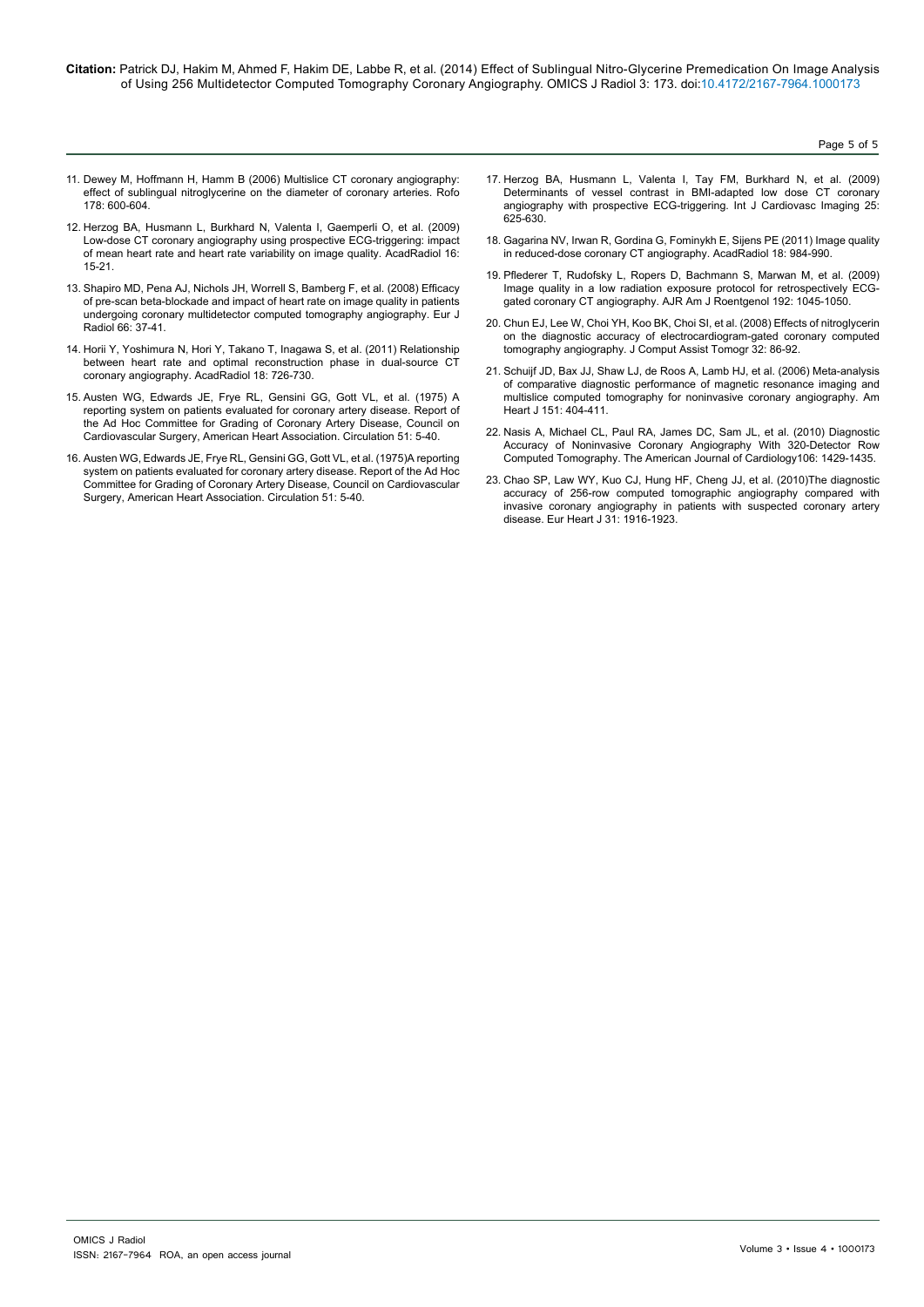11. Dewey M, Hoffmann H, Hamm B (2006) Multislice CT coronary angiography: effect of sublingual nitroglycerine on the diameter of coronary arteries. Rofo 178: 600-604.

12. Herzog BA, Husmann L, Burkhard N, Valenta I, Gaemperli O, et al. (2009) Low-dose CT coronary angiography using prospective ECG-triggering: impact of mean heart rate and heart rate variability on image quality. AcadRadiol 16: 15-21.

13. Shapiro MD, Pena AJ, Nichols JH, Worrell S, Bamberg F, et al. (2008) Efficacy of pre-scan beta-blockade and impact of heart rate on image quality in patients undergoing coronary multidetector computed tomography angiography. Eur J Radiol 66: 37-41.

14. Horii Y, Yoshimura N, Hori Y, Takano T, Inagawa S, et al. (2011) Relationship between heart rate and optimal reconstruction phase in dual-source CT coronary angiography. AcadRadiol 18: 726-730.

15. Austen WG, Edwards JE, Frye RL, Gensini GG, Gott VL, et al. (1975) A reporting system on patients evaluated for coronary artery disease. Report of the Ad Hoc Committee for Grading of Coronary Artery Disease, Council on Cardiovascular Surgery, American Heart Association. Circulation 51: 5-40.

16. Austen WG, Edwards JE, Frye RL, Gensini GG, Gott VL, et al. (1975)A reporting system on patients evaluated for coronary artery disease. Report of the Ad Hoc Committee for Grading of Coronary Artery Disease, Council on Cardiovascular Surgery, American Heart Association. Circulation 51: 5-40.

17. Herzog BA, Husmann L, Valenta I, Tay FM, Burkhard N, et al. (2009) Determinants of vessel contrast in BMI-adapted low dose CT coronary angiography with prospective ECG-triggering. Int J Cardiovasc Imaging 25: 625-630.

18. Gagarina NV, Irwan R, Gordina G, Fominykh E, Sijens PE (2011) Image quality in reduced-dose coronary CT angiography. AcadRadiol 18: 984-990.

19. Pflederer T, Rudofsky L, Ropers D, Bachmann S, Marwan M, et al. (2009) Image quality in a low radiation exposure protocol for retrospectively ECG-gated coronary CT angiography. AJR Am J Roentgenol 192: 1045-1050.

20. Chun EJ, Lee W, Choi YH, Koo BK, Choi SI, et al. (2008) Effects of nitroglycerin on the diagnostic accuracy of electrocardiogram-gated coronary computed tomography angiography. J Comput Assist Tomogr 32: 86-92.

21. Schuijf JD, Bax JJ, Shaw LJ, de Roos A, Lamb HJ, et al. (2006) Meta-analysis of comparative diagnostic performance of magnetic resonance imaging and multislice computed tomography for noninvasive coronary angiography. Am Heart J 151: 404-411.

22. Nasis A, Michael CL, Paul RA, James DC, Sam JL, et al. (2010) Diagnostic Accuracy of Noninvasive Coronary Angiography With 320-Detector Row Computed Tomography. The American Journal of Cardiology106: 1429-1435.

23. Chao SP, Law WY, Kuo CJ, Hung HF, Cheng JJ, et al. (2010)The diagnostic accuracy of 256-row computed tomographic angiography compared with invasive coronary angiography in patients with suspected coronary artery disease. Eur Heart J 31: 1916-1923.